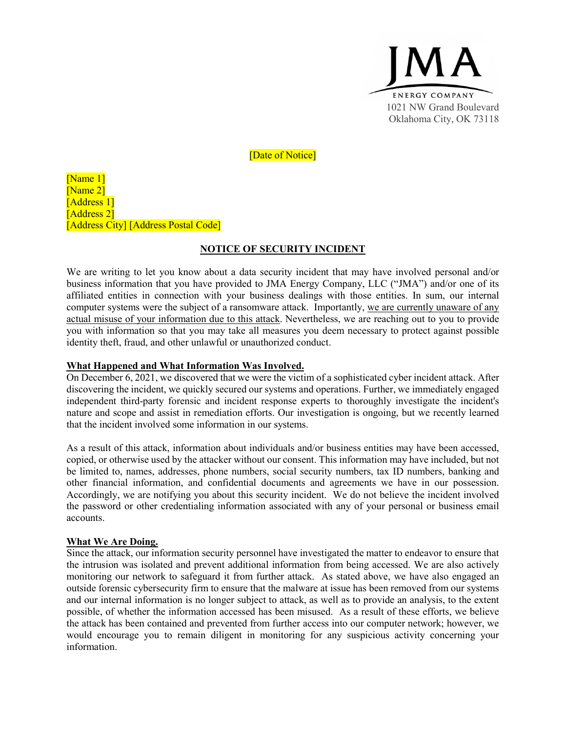JMA

ENERGY COMPANY

1021 NW Grand Boulevard
Oklahoma City, OK 73118

[Date of Notice]

[Name 1]
[Name 2]
[Address 1]
[Address 2]
[Address City] [Address Postal Code]

**NOTICE OF SECURITY INCIDENT**

We are writing to let you know about a data security incident that may have involved personal and/or business information that you have provided to JMA Energy Company, LLC ("JMA") and/or one of its affiliated entities in connection with your business dealings with those entities. In sum, our internal computer systems were the subject of a ransomware attack. Importantly, we are currently unaware of any actual misuse of your information due to this attack. Nevertheless, we are reaching out to you to provide you with information so that you may take all measures you deem necessary to protect against possible identity theft, fraud, and other unlawful or unauthorized conduct.

**What Happened and What Information Was Involved.**

On December 6, 2021, we discovered that we were the victim of a sophisticated cyber incident attack. After discovering the incident, we quickly secured our systems and operations. Further, we immediately engaged independent third-party forensic and incident response experts to thoroughly investigate the incident's nature and scope and assist in remediation efforts. Our investigation is ongoing, but we recently learned that the incident involved some information in our systems.

As a result of this attack, information about individuals and/or business entities may have been accessed, copied, or otherwise used by the attacker without our consent. This information may have included, but not be limited to, names, addresses, phone numbers, social security numbers, tax ID numbers, banking and other financial information, and confidential documents and agreements we have in our possession. Accordingly, we are notifying you about this security incident. We do not believe the incident involved the password or other credentialing information associated with any of your personal or business email accounts.

**What We Are Doing.**

Since the attack, our information security personnel have investigated the matter to endeavor to ensure that the intrusion was isolated and prevent additional information from being accessed. We are also actively monitoring our network to safeguard it from further attack. As stated above, we have also engaged an outside forensic cybersecurity firm to ensure that the malware at issue has been removed from our systems and our internal information is no longer subject to attack, as well as to provide an analysis, to the extent possible, of whether the information accessed has been misused. As a result of these efforts, we believe the attack has been contained and prevented from further access into our computer network; however, we would encourage you to remain diligent in monitoring for any suspicious activity concerning your information.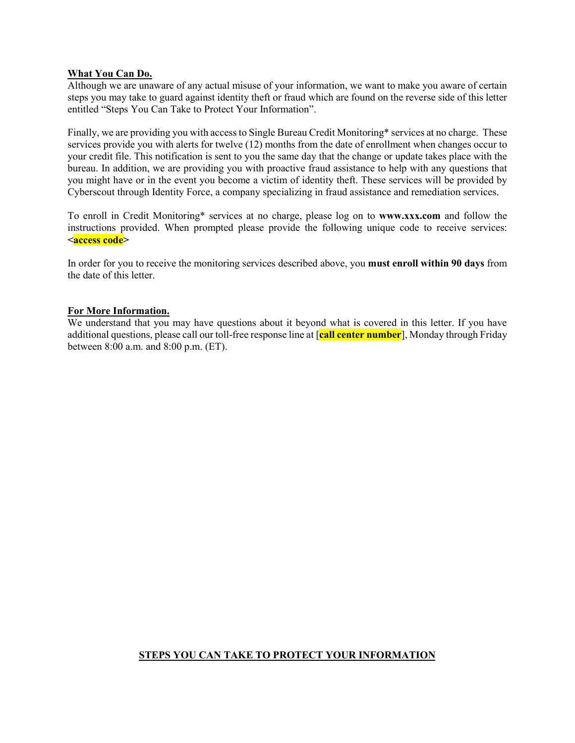**What You Can Do.**

Although we are unaware of any actual misuse of your information, we want to make you aware of certain steps you may take to guard against identity theft or fraud which are found on the reverse side of this letter entitled "Steps You Can Take to Protect Your Information".

Finally, we are providing you with access to Single Bureau Credit Monitoring* services at no charge. These services provide you with alerts for twelve (12) months from the date of enrollment when changes occur to your credit file. This notification is sent to you the same day that the change or update takes place with the bureau. In addition, we are providing you with proactive fraud assistance to help with any questions that you might have or in the event you become a victim of identity theft. These services will be provided by Cyberscout through Identity Force, a company specializing in fraud assistance and remediation services.

To enroll in Credit Monitoring* services at no charge, please log on to **www.xxx.com** and follow the instructions provided. When prompted please provide the following unique code to receive services: **<access code>**

In order for you to receive the monitoring services described above, you **must enroll within 90 days** from the date of this letter.

**For More Information.**

We understand that you may have questions about it beyond what is covered in this letter. If you have additional questions, please call our toll-free response line at [**call center number**], Monday through Friday between 8:00 a.m. and 8:00 p.m. (ET).

**STEPS YOU CAN TAKE TO PROTECT YOUR INFORMATION**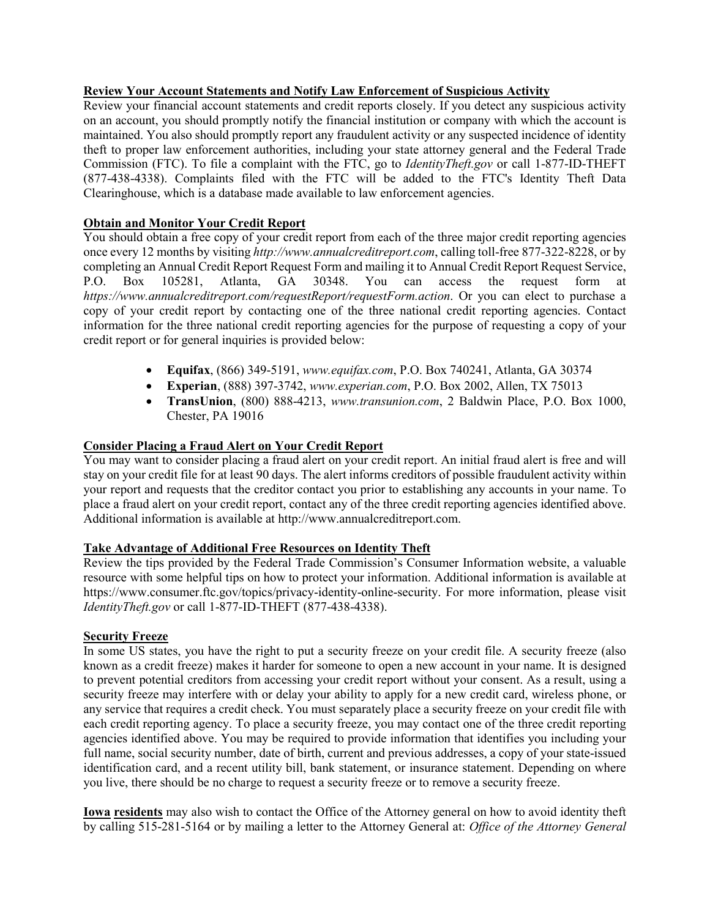**Review Your Account Statements and Notify Law Enforcement of Suspicious Activity**

Review your financial account statements and credit reports closely. If you detect any suspicious activity on an account, you should promptly notify the financial institution or company with which the account is maintained. You also should promptly report any fraudulent activity or any suspected incidence of identity theft to proper law enforcement authorities, including your state attorney general and the Federal Trade Commission (FTC). To file a complaint with the FTC, go to *IdentityTheft.gov* or call 1-877-ID-THEFT (877-438-4338). Complaints filed with the FTC will be added to the FTC's Identity Theft Data Clearinghouse, which is a database made available to law enforcement agencies.

**Obtain and Monitor Your Credit Report**

You should obtain a free copy of your credit report from each of the three major credit reporting agencies once every 12 months by visiting *http://www.annualcreditreport.com*, calling toll-free 877-322-8228, or by completing an Annual Credit Report Request Form and mailing it to Annual Credit Report Request Service, P.O. Box 105281, Atlanta, GA 30348. You can access the request form at *https://www.annualcreditreport.com/requestReport/requestForm.action*. Or you can elect to purchase a copy of your credit report by contacting one of the three national credit reporting agencies. Contact information for the three national credit reporting agencies for the purpose of requesting a copy of your credit report or for general inquiries is provided below:

- **Equifax**, (866) 349-5191, *www.equifax.com*, P.O. Box 740241, Atlanta, GA 30374
- **Experian**, (888) 397-3742, *www.experian.com*, P.O. Box 2002, Allen, TX 75013
- **TransUnion**, (800) 888-4213, *www.transunion.com*, 2 Baldwin Place, P.O. Box 1000, Chester, PA 19016

**Consider Placing a Fraud Alert on Your Credit Report**

You may want to consider placing a fraud alert on your credit report. An initial fraud alert is free and will stay on your credit file for at least 90 days. The alert informs creditors of possible fraudulent activity within your report and requests that the creditor contact you prior to establishing any accounts in your name. To place a fraud alert on your credit report, contact any of the three credit reporting agencies identified above. Additional information is available at http://www.annualcreditreport.com.

**Take Advantage of Additional Free Resources on Identity Theft**

Review the tips provided by the Federal Trade Commission's Consumer Information website, a valuable resource with some helpful tips on how to protect your information. Additional information is available at https://www.consumer.ftc.gov/topics/privacy-identity-online-security. For more information, please visit *IdentityTheft.gov* or call 1-877-ID-THEFT (877-438-4338).

**Security Freeze**

In some US states, you have the right to put a security freeze on your credit file. A security freeze (also known as a credit freeze) makes it harder for someone to open a new account in your name. It is designed to prevent potential creditors from accessing your credit report without your consent. As a result, using a security freeze may interfere with or delay your ability to apply for a new credit card, wireless phone, or any service that requires a credit check. You must separately place a security freeze on your credit file with each credit reporting agency. To place a security freeze, you may contact one of the three credit reporting agencies identified above. You may be required to provide information that identifies you including your full name, social security number, date of birth, current and previous addresses, a copy of your state-issued identification card, and a recent utility bill, bank statement, or insurance statement. Depending on where you live, there should be no charge to request a security freeze or to remove a security freeze.

**Iowa residents** may also wish to contact the Office of the Attorney general on how to avoid identity theft by calling 515-281-5164 or by mailing a letter to the Attorney General at: *Office of the Attorney General*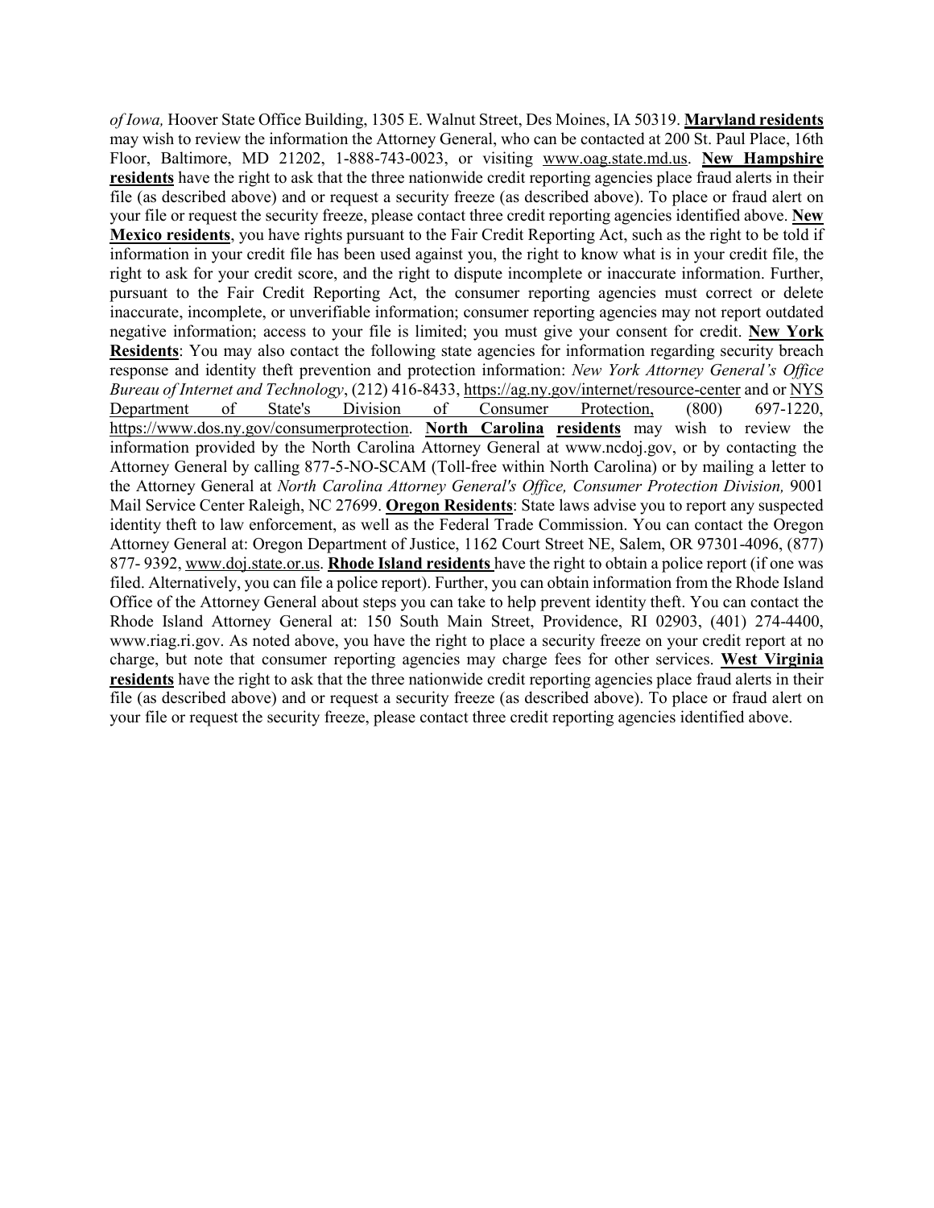*of Iowa,* Hoover State Office Building, 1305 E. Walnut Street, Des Moines, IA 50319. **Maryland residents** may wish to review the information the Attorney General, who can be contacted at 200 St. Paul Place, 16th Floor, Baltimore, MD 21202, 1-888-743-0023, or visiting www.oag.state.md.us. **New Hampshire residents** have the right to ask that the three nationwide credit reporting agencies place fraud alerts in their file (as described above) and or request a security freeze (as described above). To place or fraud alert on your file or request the security freeze, please contact three credit reporting agencies identified above. **New Mexico residents**, you have rights pursuant to the Fair Credit Reporting Act, such as the right to be told if information in your credit file has been used against you, the right to know what is in your credit file, the right to ask for your credit score, and the right to dispute incomplete or inaccurate information. Further, pursuant to the Fair Credit Reporting Act, the consumer reporting agencies must correct or delete inaccurate, incomplete, or unverifiable information; consumer reporting agencies may not report outdated negative information; access to your file is limited; you must give your consent for credit. **New York Residents**: You may also contact the following state agencies for information regarding security breach response and identity theft prevention and protection information: *New York Attorney General's Office Bureau of Internet and Technology*, (212) 416-8433, https://ag.ny.gov/internet/resource-center and or NYS Department of State's Division of Consumer Protection, (800) 697-1220, https://www.dos.ny.gov/consumerprotection. **North Carolina residents** may wish to review the information provided by the North Carolina Attorney General at www.ncdoj.gov, or by contacting the Attorney General by calling 877-5-NO-SCAM (Toll-free within North Carolina) or by mailing a letter to the Attorney General at *North Carolina Attorney General's Office, Consumer Protection Division,* 9001 Mail Service Center Raleigh, NC 27699. **Oregon Residents**: State laws advise you to report any suspected identity theft to law enforcement, as well as the Federal Trade Commission. You can contact the Oregon Attorney General at: Oregon Department of Justice, 1162 Court Street NE, Salem, OR 97301-4096, (877) 877- 9392, www.doj.state.or.us. **Rhode Island residents** have the right to obtain a police report (if one was filed. Alternatively, you can file a police report). Further, you can obtain information from the Rhode Island Office of the Attorney General about steps you can take to help prevent identity theft. You can contact the Rhode Island Attorney General at: 150 South Main Street, Providence, RI 02903, (401) 274-4400, www.riag.ri.gov. As noted above, you have the right to place a security freeze on your credit report at no charge, but note that consumer reporting agencies may charge fees for other services. **West Virginia residents** have the right to ask that the three nationwide credit reporting agencies place fraud alerts in their file (as described above) and or request a security freeze (as described above). To place or fraud alert on your file or request the security freeze, please contact three credit reporting agencies identified above.